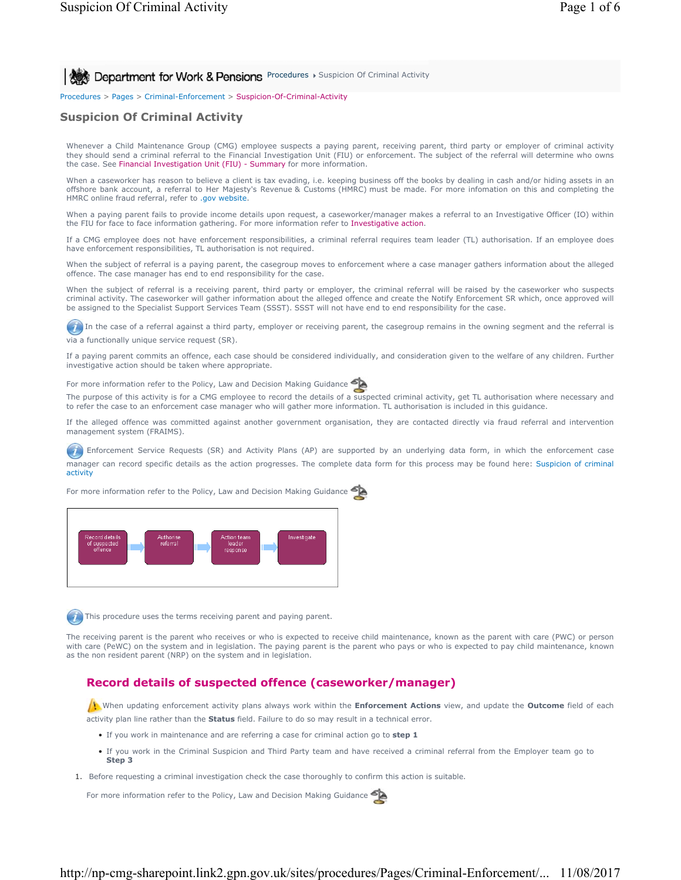Department for Work & Pensions Procedures ▸ Suspicion Of Criminal Activity

Procedures > Pages > Criminal-Enforcement > Suspicion-Of-Criminal-Activity

# Suspicion Of Criminal Activity

Whenever a Child Maintenance Group (CMG) employee suspects a paying parent, receiving parent, third party or employer of criminal activity they should send a criminal referral to the Financial Investigation Unit (FIU) or enforcement. The subject of the referral will determine who owns the case. See Financial Investigation Unit (FIU) - Summary for more information.

When a caseworker has reason to believe a client is tax evading, i.e. keeping business off the books by dealing in cash and/or hiding assets in an offshore bank account, a referral to Her Majesty's Revenue & Customs (HMRC) must be made. For more infomation on this and completing the HMRC online fraud referral, refer to .gov website.

When a paying parent fails to provide income details upon request, a caseworker/manager makes a referral to an Investigative Officer (IO) within the FIU for face to face information gathering. For more information refer to Investigative action.

If a CMG employee does not have enforcement responsibilities, a criminal referral requires team leader (TL) authorisation. If an employee does have enforcement responsibilities, TL authorisation is not required.

When the subject of referral is a paying parent, the casegroup moves to enforcement where a case manager gathers information about the alleged offence. The case manager has end to end responsibility for the case.

When the subject of referral is a receiving parent, third party or employer, the criminal referral will be raised by the caseworker who suspects criminal activity. The caseworker will gather information about the alleged offence and create the Notify Enforcement SR which, once approved will be assigned to the Specialist Support Services Team (SSST). SSST will not have end to end responsibility for the case.

In the case of a referral against a third party, employer or receiving parent, the casegroup remains in the owning segment and the referral is via a functionally unique service request (SR).

If a paying parent commits an offence, each case should be considered individually, and consideration given to the welfare of any children. Further investigative action should be taken where appropriate.

For more information refer to the Policy, Law and Decision Making Guidance

The purpose of this activity is for a CMG employee to record the details of a suspected criminal activity, get TL authorisation where necessary and to refer the case to an enforcement case manager who will gather more information. TL authorisation is included in this guidance.

If the alleged offence was committed against another government organisation, they are contacted directly via fraud referral and intervention management system (FRAIMS).

Enforcement Service Requests (SR) and Activity Plans (AP) are supported by an underlying data form, in which the enforcement case manager can record specific details as the action progresses. The complete data form for this process may be found here: Suspicion of criminal activity

For more information refer to the Policy, Law and Decision Making Guidance

Record details of suspected offence → Authorise referral → Action team leader response → Investigate

This procedure uses the terms receiving parent and paying parent.

The receiving parent is the parent who receives or who is expected to receive child maintenance, known as the parent with care (PWC) or person with care (PeWC) on the system and in legislation. The paying parent is the parent who pays or who is expected to pay child maintenance, known as the non resident parent (NRP) on the system and in legislation.

## Record details of suspected offence (caseworker/manager)

When updating enforcement activity plans always work within the **Enforcement Actions** view, and update the **Outcome** field of each activity plan line rather than the **Status** field. Failure to do so may result in a technical error.

- If you work in maintenance and are referring a case for criminal action go to **step 1**
- If you work in the Criminal Suspicion and Third Party team and have received a criminal referral from the Employer team go to **Step 3**

1. Before requesting a criminal investigation check the case thoroughly to confirm this action is suitable.

   For more information refer to the Policy, Law and Decision Making Guidance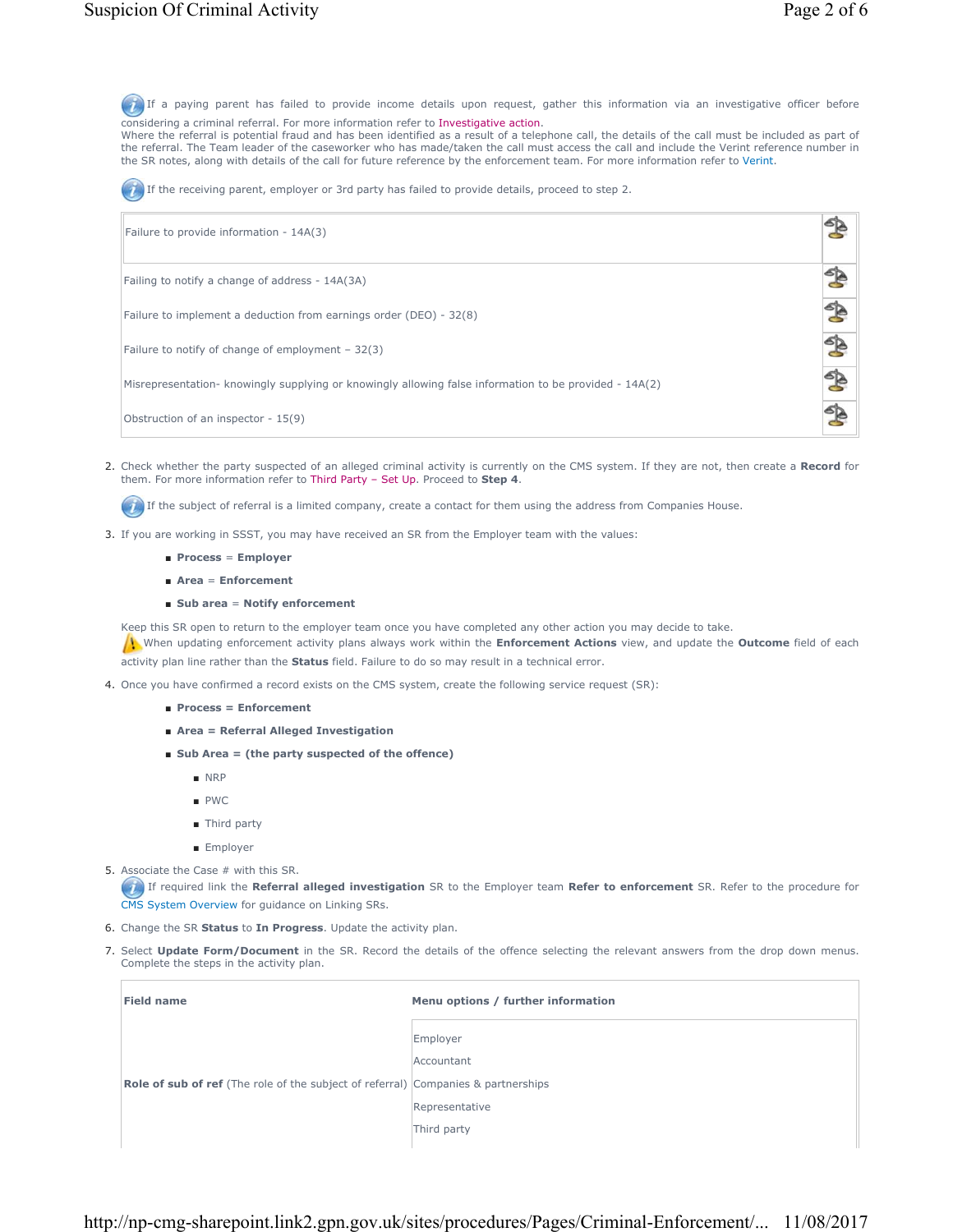If a paying parent has failed to provide income details upon request, gather this information via an investigative officer before considering a criminal referral. For more information refer to Investigative action.
Where the referral is potential fraud and has been identified as a result of a telephone call, the details of the call must be included as part of the referral. The Team leader of the caseworker who has made/taken the call must access the call and include the Verint reference number in the SR notes, along with details of the call for future reference by the enforcement team. For more information refer to Verint.

If the receiving parent, employer or 3rd party has failed to provide details, proceed to step 2.

| | |
|---|---|
| Failure to provide information - 14A(3) | |
| Failing to notify a change of address - 14A(3A) | |
| Failure to implement a deduction from earnings order (DEO) - 32(8) | |
| Failure to notify of change of employment – 32(3) | |
| Misrepresentation- knowingly supplying or knowingly allowing false information to be provided - 14A(2) | |
| Obstruction of an inspector - 15(9) | |

2. Check whether the party suspected of an alleged criminal activity is currently on the CMS system. If they are not, then create a **Record** for them. For more information refer to Third Party – Set Up. Proceed to **Step 4**.

   If the subject of referral is a limited company, create a contact for them using the address from Companies House.

3. If you are working in SSST, you may have received an SR from the Employer team with the values:
   - **Process** = **Employer**
   - **Area** = **Enforcement**
   - **Sub area** = **Notify enforcement**

   Keep this SR open to return to the employer team once you have completed any other action you may decide to take.
   When updating enforcement activity plans always work within the **Enforcement Actions** view, and update the **Outcome** field of each activity plan line rather than the **Status** field. Failure to do so may result in a technical error.

4. Once you have confirmed a record exists on the CMS system, create the following service request (SR):
   - **Process = Enforcement**
   - **Area = Referral Alleged Investigation**
   - **Sub Area = (the party suspected of the offence)**
     - NRP
     - PWC
     - Third party
     - Employer

5. Associate the Case # with this SR.
   If required link the **Referral alleged investigation** SR to the Employer team **Refer to enforcement** SR. Refer to the procedure for CMS System Overview for guidance on Linking SRs.

6. Change the SR **Status** to **In Progress**. Update the activity plan.

7. Select **Update Form/Document** in the SR. Record the details of the offence selecting the relevant answers from the drop down menus. Complete the steps in the activity plan.

| Field name | Menu options / further information |
|---|---|
| **Role of sub of ref** (The role of the subject of referral) | Employer<br>Accountant<br>Companies & partnerships<br>Representative<br>Third party |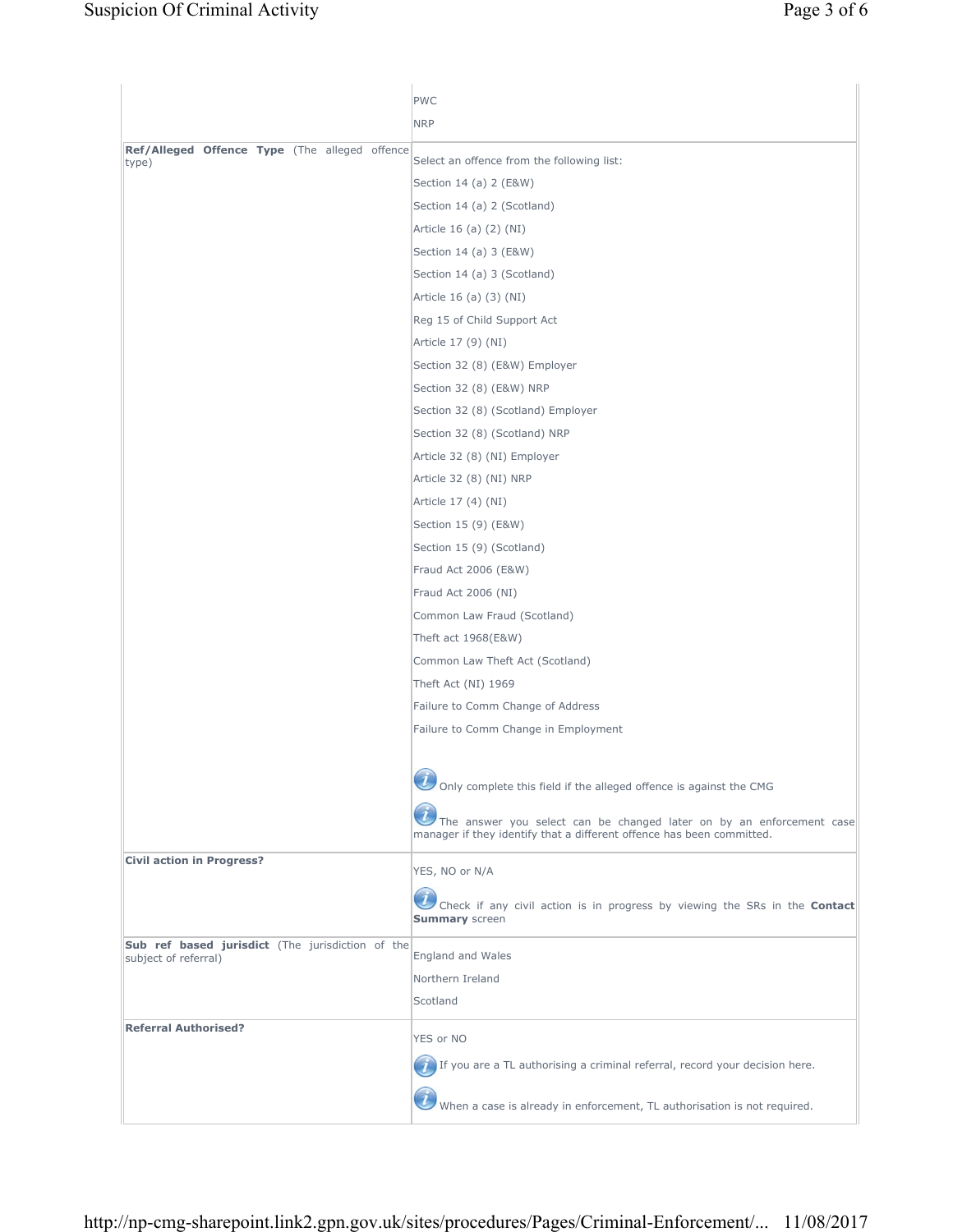| | |
|---|---|
| | PWC<br>NRP |
| **Ref/Alleged Offence Type** (The alleged offence type) | Select an offence from the following list:<br>Section 14 (a) 2 (E&W)<br>Section 14 (a) 2 (Scotland)<br>Article 16 (a) (2) (NI)<br>Section 14 (a) 3 (E&W)<br>Section 14 (a) 3 (Scotland)<br>Article 16 (a) (3) (NI)<br>Reg 15 of Child Support Act<br>Article 17 (9) (NI)<br>Section 32 (8) (E&W) Employer<br>Section 32 (8) (E&W) NRP<br>Section 32 (8) (Scotland) Employer<br>Section 32 (8) (Scotland) NRP<br>Article 32 (8) (NI) Employer<br>Article 32 (8) (NI) NRP<br>Article 17 (4) (NI)<br>Section 15 (9) (E&W)<br>Section 15 (9) (Scotland)<br>Fraud Act 2006 (E&W)<br>Fraud Act 2006 (NI)<br>Common Law Fraud (Scotland)<br>Theft act 1968(E&W)<br>Common Law Theft Act (Scotland)<br>Theft Act (NI) 1969<br>Failure to Comm Change of Address<br>Failure to Comm Change in Employment<br><br>Only complete this field if the alleged offence is against the CMG<br><br>The answer you select can be changed later on by an enforcement case manager if they identify that a different offence has been committed. |
| **Civil action in Progress?** | YES, NO or N/A<br><br>Check if any civil action is in progress by viewing the SRs in the **Contact Summary** screen |
| **Sub ref based jurisdict** (The jurisdiction of the subject of referral) | England and Wales<br>Northern Ireland<br>Scotland |
| **Referral Authorised?** | YES or NO<br><br>If you are a TL authorising a criminal referral, record your decision here.<br><br>When a case is already in enforcement, TL authorisation is not required. |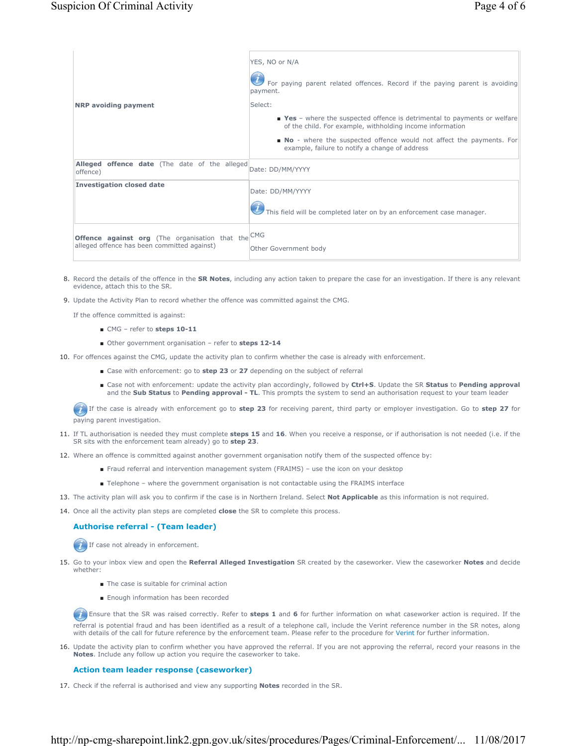| | |
|---|---|
| **NRP avoiding payment** | YES, NO or N/A<br><br>For paying parent related offences. Record if the paying parent is avoiding payment.<br><br>Select:<br>• **Yes** – where the suspected offence is detrimental to payments or welfare of the child. For example, withholding income information<br>• **No** - where the suspected offence would not affect the payments. For example, failure to notify a change of address |
| **Alleged offence date** (The date of the alleged offence) | Date: DD/MM/YYYY |
| **Investigation closed date** | Date: DD/MM/YYYY<br><br>This field will be completed later on by an enforcement case manager. |
| **Offence against org** (The organisation that the alleged offence has been committed against) | CMG<br><br>Other Government body |

8. Record the details of the offence in the **SR Notes**, including any action taken to prepare the case for an investigation. If there is any relevant evidence, attach this to the SR.
9. Update the Activity Plan to record whether the offence was committed against the CMG.

   If the offence committed is against:

   - CMG – refer to **steps 10-11**
   - Other government organisation – refer to **steps 12-14**
10. For offences against the CMG, update the activity plan to confirm whether the case is already with enforcement.
    - Case with enforcement: go to **step 23** or **27** depending on the subject of referral
    - Case not with enforcement: update the activity plan accordingly, followed by **Ctrl+S**. Update the SR **Status** to **Pending approval** and the **Sub Status** to **Pending approval - TL**. This prompts the system to send an authorisation request to your team leader

    If the case is already with enforcement go to **step 23** for receiving parent, third party or employer investigation. Go to **step 27** for paying parent investigation.
11. If TL authorisation is needed they must complete **steps 15** and **16**. When you receive a response, or if authorisation is not needed (i.e. if the SR sits with the enforcement team already) go to **step 23**.
12. Where an offence is committed against another government organisation notify them of the suspected offence by:
    - Fraud referral and intervention management system (FRAIMS) – use the icon on your desktop
    - Telephone – where the government organisation is not contactable using the FRAIMS interface
13. The activity plan will ask you to confirm if the case is in Northern Ireland. Select **Not Applicable** as this information is not required.
14. Once all the activity plan steps are completed **close** the SR to complete this process.

### Authorise referral - (Team leader)

If case not already in enforcement.

15. Go to your inbox view and open the **Referral Alleged Investigation** SR created by the caseworker. View the caseworker **Notes** and decide whether:
    - The case is suitable for criminal action
    - Enough information has been recorded

    Ensure that the SR was raised correctly. Refer to **steps 1** and **6** for further information on what caseworker action is required. If the referral is potential fraud and has been identified as a result of a telephone call, include the Verint reference number in the SR notes, along with details of the call for future reference by the enforcement team. Please refer to the procedure for Verint for further information.
16. Update the activity plan to confirm whether you have approved the referral. If you are not approving the referral, record your reasons in the **Notes**. Include any follow up action you require the caseworker to take.

### Action team leader response (caseworker)

17. Check if the referral is authorised and view any supporting **Notes** recorded in the SR.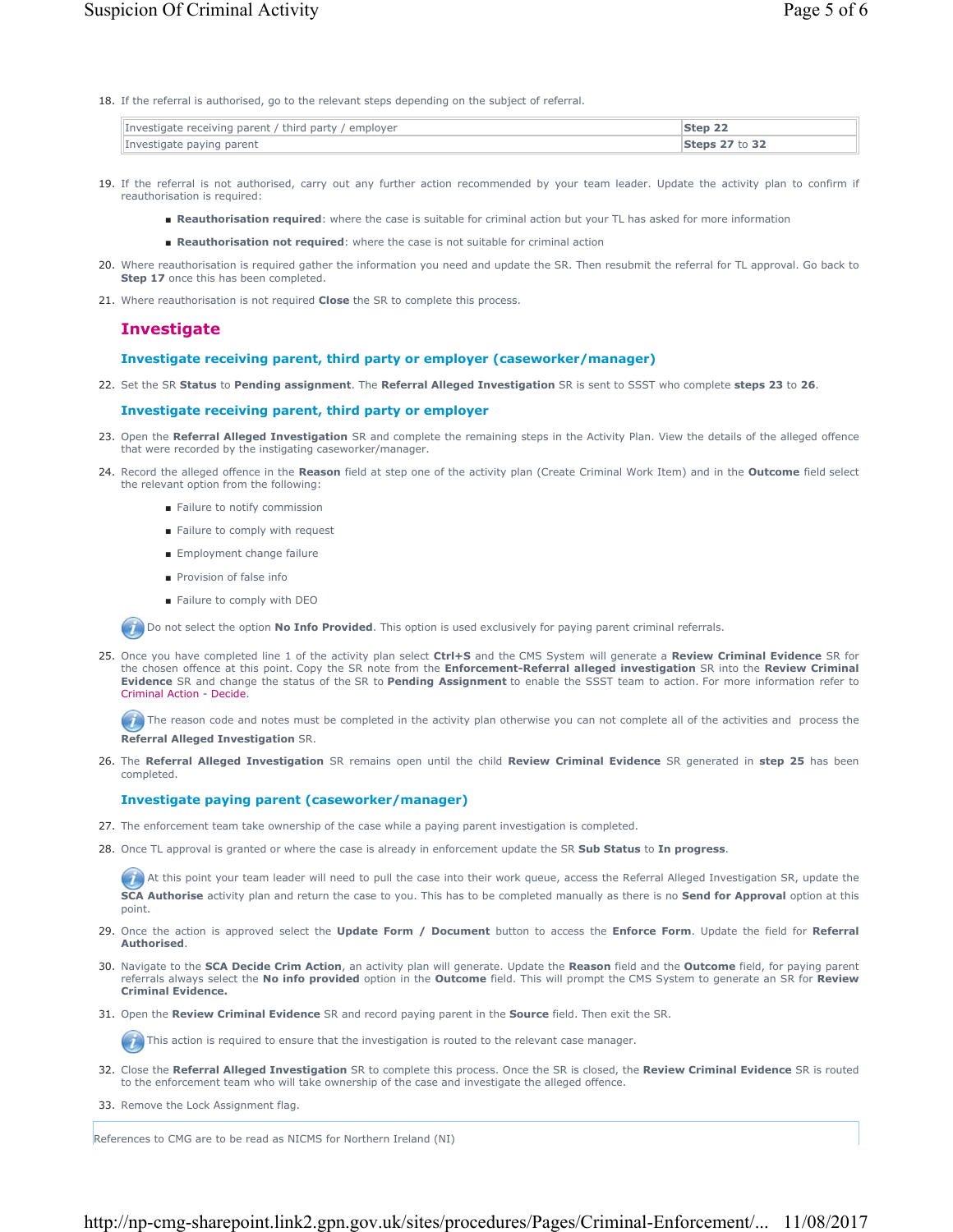18. If the referral is authorised, go to the relevant steps depending on the subject of referral.

| Investigate receiving parent / third party / employer | **Step 22** |
|---|---|
| Investigate paying parent | **Steps 27** to **32** |

19. If the referral is not authorised, carry out any further action recommended by your team leader. Update the activity plan to confirm if reauthorisation is required:

    - **Reauthorisation required**: where the case is suitable for criminal action but your TL has asked for more information
    - **Reauthorisation not required**: where the case is not suitable for criminal action

20. Where reauthorisation is required gather the information you need and update the SR. Then resubmit the referral for TL approval. Go back to **Step 17** once this has been completed.

21. Where reauthorisation is not required **Close** the SR to complete this process.

## Investigate

### Investigate receiving parent, third party or employer (caseworker/manager)

22. Set the SR **Status** to **Pending assignment**. The **Referral Alleged Investigation** SR is sent to SSST who complete **steps 23** to **26**.

### Investigate receiving parent, third party or employer

23. Open the **Referral Alleged Investigation** SR and complete the remaining steps in the Activity Plan. View the details of the alleged offence that were recorded by the instigating caseworker/manager.

24. Record the alleged offence in the **Reason** field at step one of the activity plan (Create Criminal Work Item) and in the **Outcome** field select the relevant option from the following:

    - Failure to notify commission
    - Failure to comply with request
    - Employment change failure
    - Provision of false info
    - Failure to comply with DEO

    Do not select the option **No Info Provided**. This option is used exclusively for paying parent criminal referrals.

25. Once you have completed line 1 of the activity plan select **Ctrl+S** and the CMS System will generate a **Review Criminal Evidence** SR for the chosen offence at this point. Copy the SR note from the **Enforcement-Referral alleged investigation** SR into the **Review Criminal Evidence** SR and change the status of the SR to **Pending Assignment** to enable the SSST team to action. For more information refer to Criminal Action - Decide.

    The reason code and notes must be completed in the activity plan otherwise you can not complete all of the activities and process the **Referral Alleged Investigation** SR.

26. The **Referral Alleged Investigation** SR remains open until the child **Review Criminal Evidence** SR generated in **step 25** has been completed.

### Investigate paying parent (caseworker/manager)

27. The enforcement team take ownership of the case while a paying parent investigation is completed.

28. Once TL approval is granted or where the case is already in enforcement update the SR **Sub Status** to **In progress**.

    At this point your team leader will need to pull the case into their work queue, access the Referral Alleged Investigation SR, update the **SCA Authorise** activity plan and return the case to you. This has to be completed manually as there is no **Send for Approval** option at this point.

29. Once the action is approved select the **Update Form / Document** button to access the **Enforce Form**. Update the field for **Referral Authorised**.

30. Navigate to the **SCA Decide Crim Action**, an activity plan will generate. Update the **Reason** field and the **Outcome** field, for paying parent referrals always select the **No info provided** option in the **Outcome** field. This will prompt the CMS System to generate an SR for **Review Criminal Evidence.**

31. Open the **Review Criminal Evidence** SR and record paying parent in the **Source** field. Then exit the SR.

    This action is required to ensure that the investigation is routed to the relevant case manager.

32. Close the **Referral Alleged Investigation** SR to complete this process. Once the SR is closed, the **Review Criminal Evidence** SR is routed to the enforcement team who will take ownership of the case and investigate the alleged offence.

33. Remove the Lock Assignment flag.

References to CMG are to be read as NICMS for Northern Ireland (NI)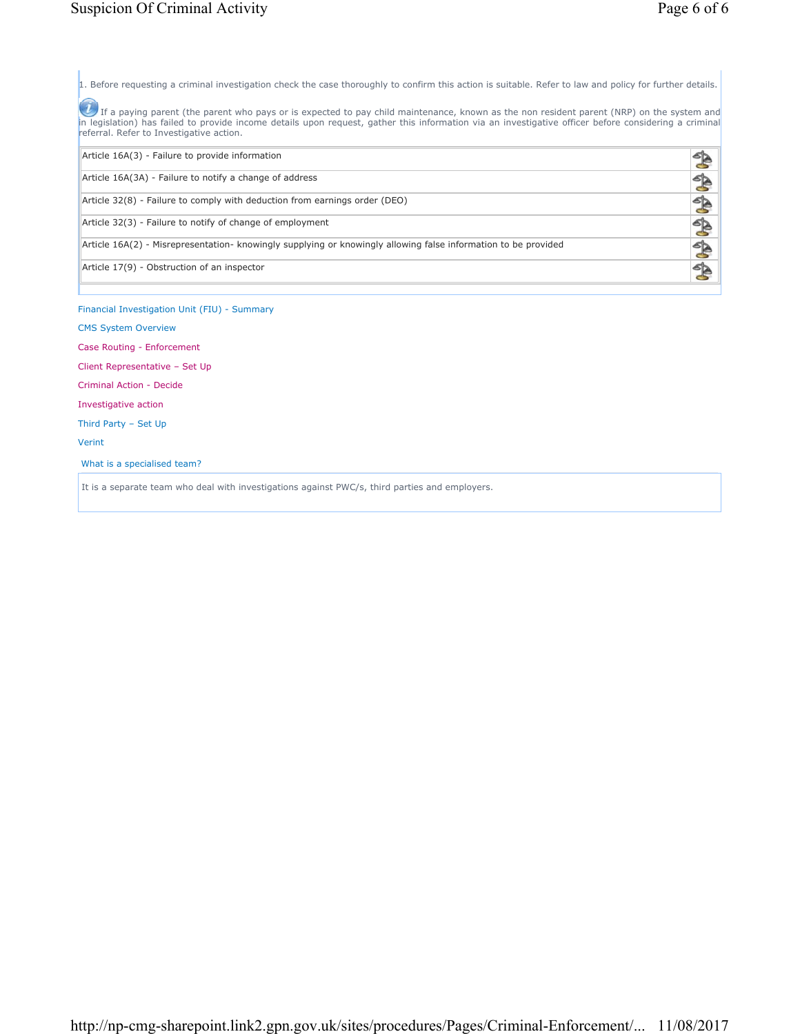1. Before requesting a criminal investigation check the case thoroughly to confirm this action is suitable. Refer to law and policy for further details.

If a paying parent (the parent who pays or is expected to pay child maintenance, known as the non resident parent (NRP) on the system and in legislation) has failed to provide income details upon request, gather this information via an investigative officer before considering a criminal referral. Refer to Investigative action.

| | |
|---|---|
| Article 16A(3) - Failure to provide information | |
| Article 16A(3A) - Failure to notify a change of address | |
| Article 32(8) - Failure to comply with deduction from earnings order (DEO) | |
| Article 32(3) - Failure to notify of change of employment | |
| Article 16A(2) - Misrepresentation- knowingly supplying or knowingly allowing false information to be provided | |
| Article 17(9) - Obstruction of an inspector | |

Financial Investigation Unit (FIU) - Summary

CMS System Overview

Case Routing - Enforcement

Client Representative – Set Up

Criminal Action - Decide

Investigative action

Third Party – Set Up

Verint

What is a specialised team?

It is a separate team who deal with investigations against PWC/s, third parties and employers.